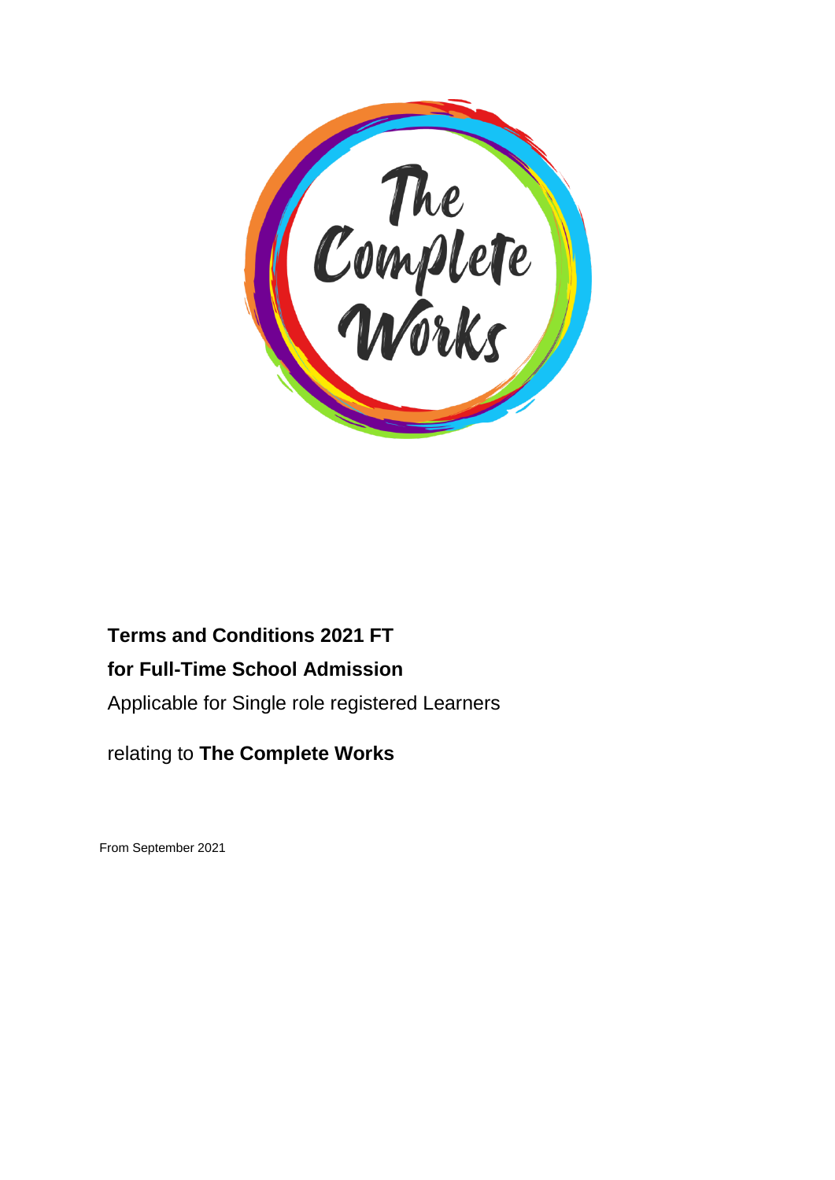**Terms and Conditions 2021 FT**

**for Full-Time School Admission**

Applicable for Single role registered Learners

relating to **The Complete Works**

From September 2021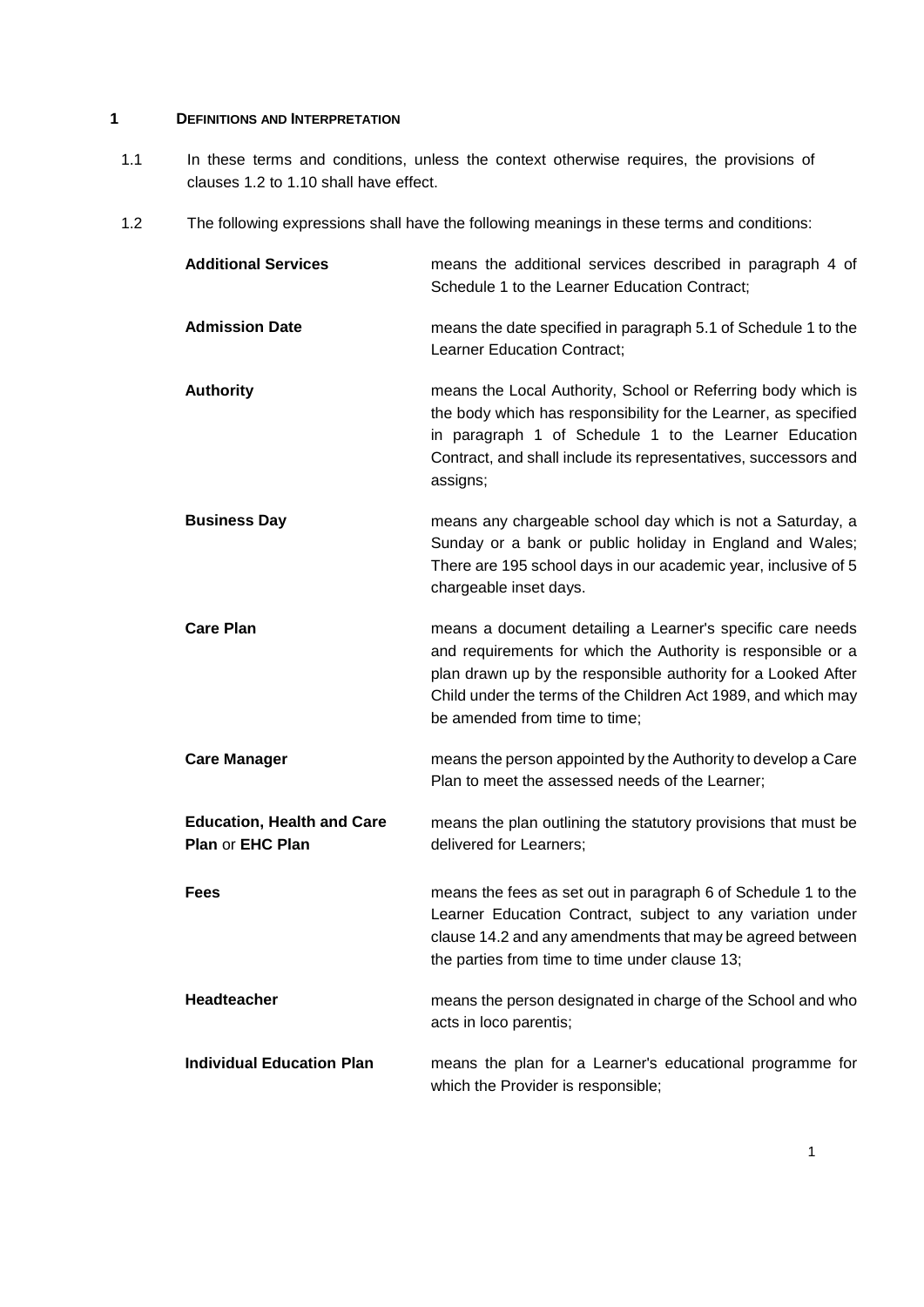## 1 DEFINITIONS AND INTERPRETATION

1.1 In these terms and conditions, unless the context otherwise requires, the provisions of clauses 1.2 to 1.10 shall have effect.

1.2 The following expressions shall have the following meanings in these terms and conditions:

**Additional Services** means the additional services described in paragraph 4 of Schedule 1 to the Learner Education Contract;

**Admission Date** means the date specified in paragraph 5.1 of Schedule 1 to the Learner Education Contract;

**Authority** means the Local Authority, School or Referring body which is the body which has responsibility for the Learner, as specified in paragraph 1 of Schedule 1 to the Learner Education Contract, and shall include its representatives, successors and assigns;

**Business Day** means any chargeable school day which is not a Saturday, a Sunday or a bank or public holiday in England and Wales; There are 195 school days in our academic year, inclusive of 5 chargeable inset days.

**Care Plan** means a document detailing a Learner's specific care needs and requirements for which the Authority is responsible or a plan drawn up by the responsible authority for a Looked After Child under the terms of the Children Act 1989, and which may be amended from time to time;

**Care Manager** means the person appointed by the Authority to develop a Care Plan to meet the assessed needs of the Learner;

**Education, Health and Care Plan** or **EHC Plan** means the plan outlining the statutory provisions that must be delivered for Learners;

**Fees** means the fees as set out in paragraph 6 of Schedule 1 to the Learner Education Contract, subject to any variation under clause 14.2 and any amendments that may be agreed between the parties from time to time under clause 13;

**Headteacher** means the person designated in charge of the School and who acts in loco parentis;

**Individual Education Plan** means the plan for a Learner's educational programme for which the Provider is responsible;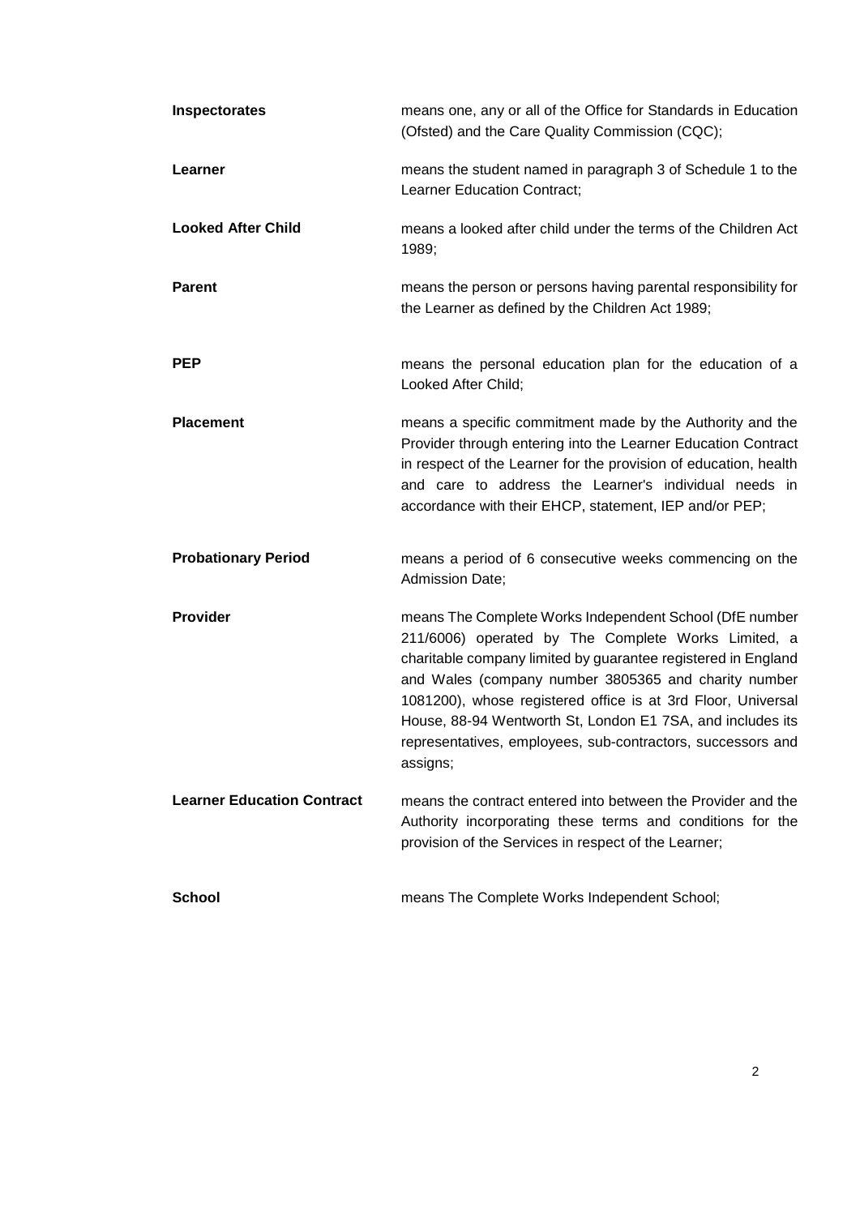| | |
|---|---|
| **Inspectorates** | means one, any or all of the Office for Standards in Education (Ofsted) and the Care Quality Commission (CQC); |
| **Learner** | means the student named in paragraph 3 of Schedule 1 to the Learner Education Contract; |
| **Looked After Child** | means a looked after child under the terms of the Children Act 1989; |
| **Parent** | means the person or persons having parental responsibility for the Learner as defined by the Children Act 1989; |
| **PEP** | means the personal education plan for the education of a Looked After Child; |
| **Placement** | means a specific commitment made by the Authority and the Provider through entering into the Learner Education Contract in respect of the Learner for the provision of education, health and care to address the Learner's individual needs in accordance with their EHCP, statement, IEP and/or PEP; |
| **Probationary Period** | means a period of 6 consecutive weeks commencing on the Admission Date; |
| **Provider** | means The Complete Works Independent School (DfE number 211/6006) operated by The Complete Works Limited, a charitable company limited by guarantee registered in England and Wales (company number 3805365 and charity number 1081200), whose registered office is at 3rd Floor, Universal House, 88-94 Wentworth St, London E1 7SA, and includes its representatives, employees, sub-contractors, successors and assigns; |
| **Learner Education Contract** | means the contract entered into between the Provider and the Authority incorporating these terms and conditions for the provision of the Services in respect of the Learner; |
| **School** | means The Complete Works Independent School; |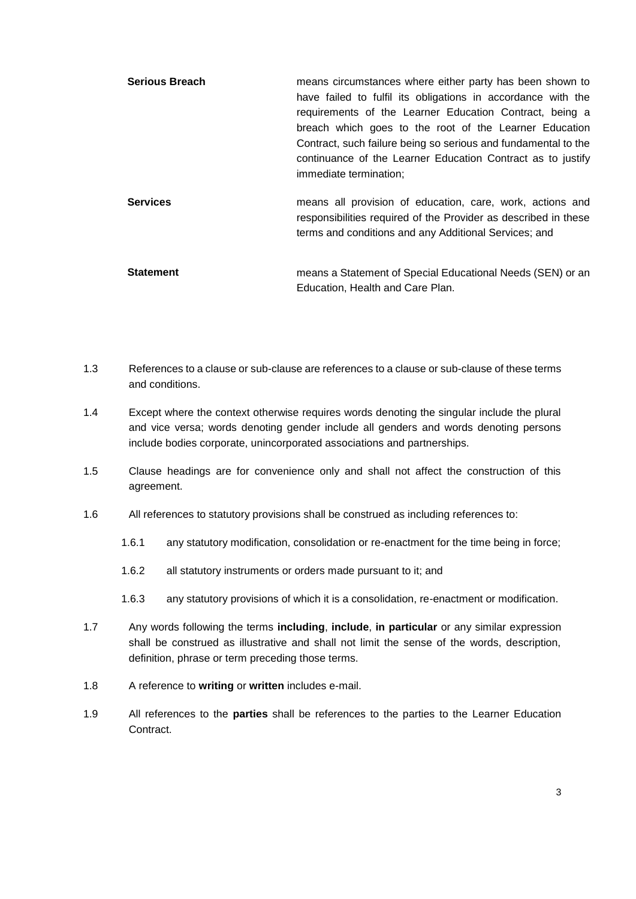| | |
|---|---|
| **Serious Breach** | means circumstances where either party has been shown to have failed to fulfil its obligations in accordance with the requirements of the Learner Education Contract, being a breach which goes to the root of the Learner Education Contract, such failure being so serious and fundamental to the continuance of the Learner Education Contract as to justify immediate termination; |
| **Services** | means all provision of education, care, work, actions and responsibilities required of the Provider as described in these terms and conditions and any Additional Services; and |
| **Statement** | means a Statement of Special Educational Needs (SEN) or an Education, Health and Care Plan. |

1.3 References to a clause or sub-clause are references to a clause or sub-clause of these terms and conditions.

1.4 Except where the context otherwise requires words denoting the singular include the plural and vice versa; words denoting gender include all genders and words denoting persons include bodies corporate, unincorporated associations and partnerships.

1.5 Clause headings are for convenience only and shall not affect the construction of this agreement.

1.6 All references to statutory provisions shall be construed as including references to:

- 1.6.1 any statutory modification, consolidation or re-enactment for the time being in force;
- 1.6.2 all statutory instruments or orders made pursuant to it; and
- 1.6.3 any statutory provisions of which it is a consolidation, re-enactment or modification.

1.7 Any words following the terms **including**, **include**, **in particular** or any similar expression shall be construed as illustrative and shall not limit the sense of the words, description, definition, phrase or term preceding those terms.

1.8 A reference to **writing** or **written** includes e-mail.

1.9 All references to the **parties** shall be references to the parties to the Learner Education Contract.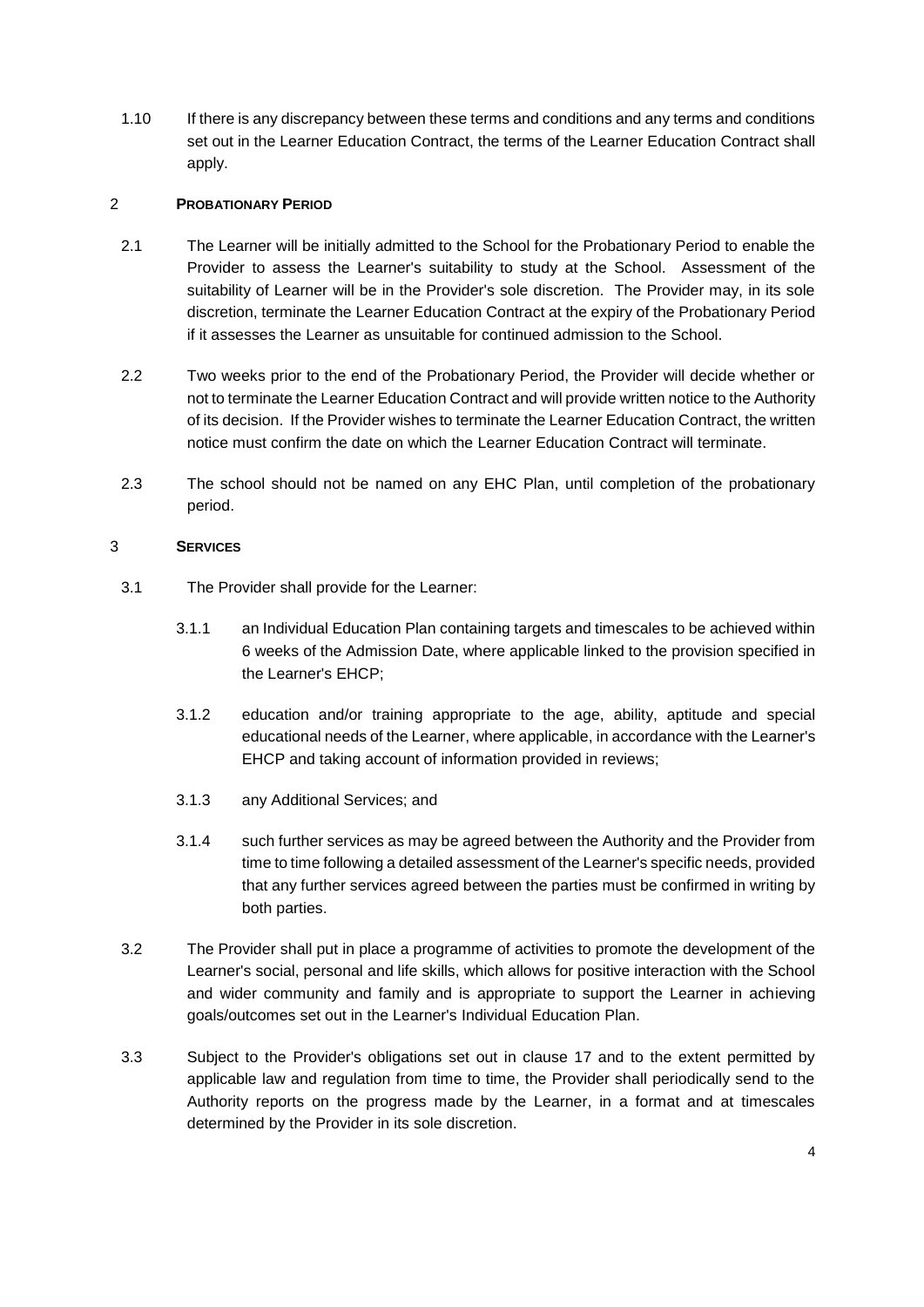1.10 If there is any discrepancy between these terms and conditions and any terms and conditions set out in the Learner Education Contract, the terms of the Learner Education Contract shall apply.

## 2 PROBATIONARY PERIOD

2.1 The Learner will be initially admitted to the School for the Probationary Period to enable the Provider to assess the Learner's suitability to study at the School. Assessment of the suitability of Learner will be in the Provider's sole discretion. The Provider may, in its sole discretion, terminate the Learner Education Contract at the expiry of the Probationary Period if it assesses the Learner as unsuitable for continued admission to the School.

2.2 Two weeks prior to the end of the Probationary Period, the Provider will decide whether or not to terminate the Learner Education Contract and will provide written notice to the Authority of its decision. If the Provider wishes to terminate the Learner Education Contract, the written notice must confirm the date on which the Learner Education Contract will terminate.

2.3 The school should not be named on any EHC Plan, until completion of the probationary period.

## 3 SERVICES

3.1 The Provider shall provide for the Learner:

3.1.1 an Individual Education Plan containing targets and timescales to be achieved within 6 weeks of the Admission Date, where applicable linked to the provision specified in the Learner's EHCP;

3.1.2 education and/or training appropriate to the age, ability, aptitude and special educational needs of the Learner, where applicable, in accordance with the Learner's EHCP and taking account of information provided in reviews;

3.1.3 any Additional Services; and

3.1.4 such further services as may be agreed between the Authority and the Provider from time to time following a detailed assessment of the Learner's specific needs, provided that any further services agreed between the parties must be confirmed in writing by both parties.

3.2 The Provider shall put in place a programme of activities to promote the development of the Learner's social, personal and life skills, which allows for positive interaction with the School and wider community and family and is appropriate to support the Learner in achieving goals/outcomes set out in the Learner's Individual Education Plan.

3.3 Subject to the Provider's obligations set out in clause 17 and to the extent permitted by applicable law and regulation from time to time, the Provider shall periodically send to the Authority reports on the progress made by the Learner, in a format and at timescales determined by the Provider in its sole discretion.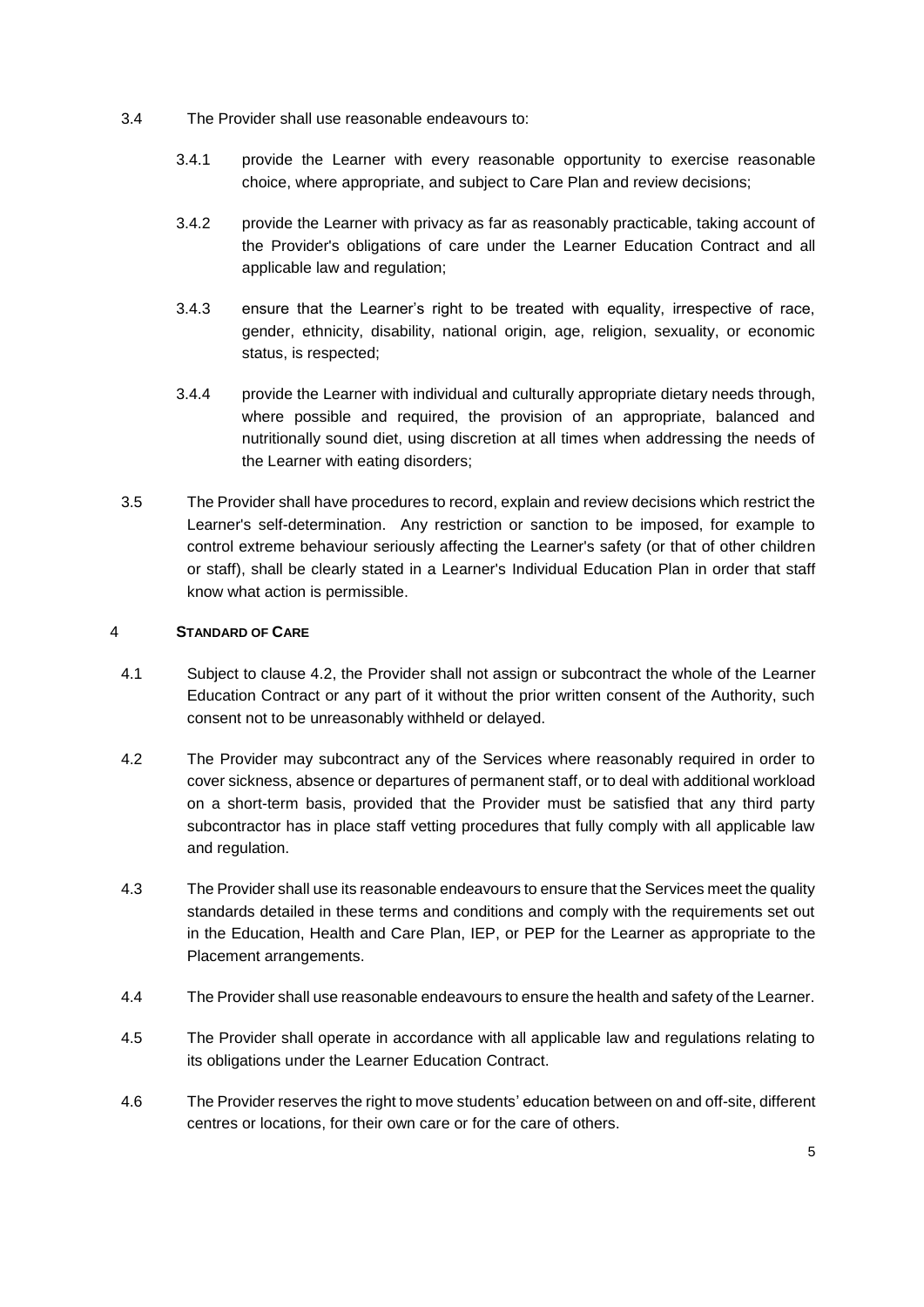3.4 The Provider shall use reasonable endeavours to:

3.4.1 provide the Learner with every reasonable opportunity to exercise reasonable choice, where appropriate, and subject to Care Plan and review decisions;

3.4.2 provide the Learner with privacy as far as reasonably practicable, taking account of the Provider's obligations of care under the Learner Education Contract and all applicable law and regulation;

3.4.3 ensure that the Learner's right to be treated with equality, irrespective of race, gender, ethnicity, disability, national origin, age, religion, sexuality, or economic status, is respected;

3.4.4 provide the Learner with individual and culturally appropriate dietary needs through, where possible and required, the provision of an appropriate, balanced and nutritionally sound diet, using discretion at all times when addressing the needs of the Learner with eating disorders;

3.5 The Provider shall have procedures to record, explain and review decisions which restrict the Learner's self-determination. Any restriction or sanction to be imposed, for example to control extreme behaviour seriously affecting the Learner's safety (or that of other children or staff), shall be clearly stated in a Learner's Individual Education Plan in order that staff know what action is permissible.

## 4 STANDARD OF CARE

4.1 Subject to clause 4.2, the Provider shall not assign or subcontract the whole of the Learner Education Contract or any part of it without the prior written consent of the Authority, such consent not to be unreasonably withheld or delayed.

4.2 The Provider may subcontract any of the Services where reasonably required in order to cover sickness, absence or departures of permanent staff, or to deal with additional workload on a short-term basis, provided that the Provider must be satisfied that any third party subcontractor has in place staff vetting procedures that fully comply with all applicable law and regulation.

4.3 The Provider shall use its reasonable endeavours to ensure that the Services meet the quality standards detailed in these terms and conditions and comply with the requirements set out in the Education, Health and Care Plan, IEP, or PEP for the Learner as appropriate to the Placement arrangements.

4.4 The Provider shall use reasonable endeavours to ensure the health and safety of the Learner.

4.5 The Provider shall operate in accordance with all applicable law and regulations relating to its obligations under the Learner Education Contract.

4.6 The Provider reserves the right to move students' education between on and off-site, different centres or locations, for their own care or for the care of others.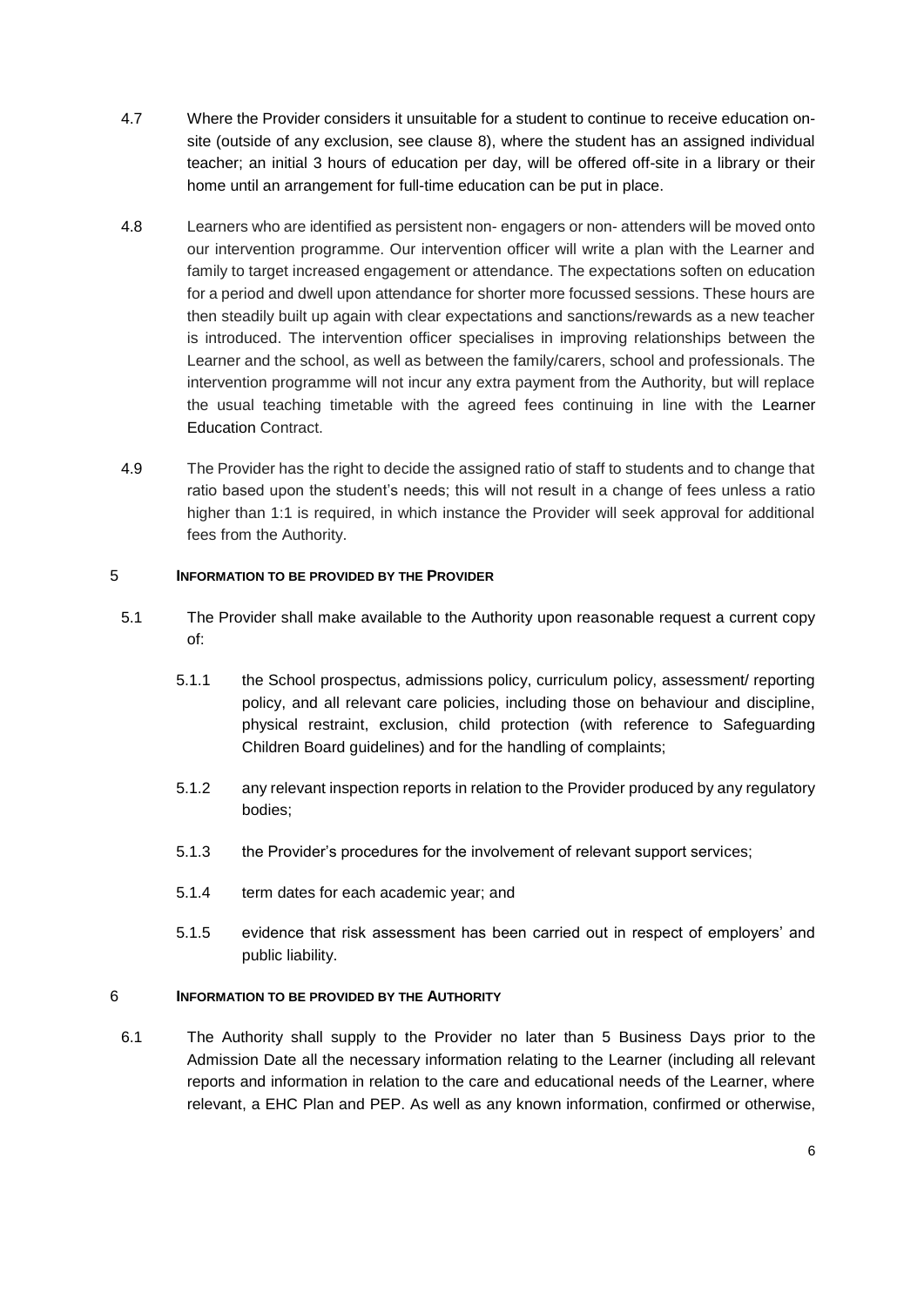4.7 Where the Provider considers it unsuitable for a student to continue to receive education on-site (outside of any exclusion, see clause 8), where the student has an assigned individual teacher; an initial 3 hours of education per day, will be offered off-site in a library or their home until an arrangement for full-time education can be put in place.

4.8 Learners who are identified as persistent non- engagers or non- attenders will be moved onto our intervention programme. Our intervention officer will write a plan with the Learner and family to target increased engagement or attendance. The expectations soften on education for a period and dwell upon attendance for shorter more focussed sessions. These hours are then steadily built up again with clear expectations and sanctions/rewards as a new teacher is introduced. The intervention officer specialises in improving relationships between the Learner and the school, as well as between the family/carers, school and professionals. The intervention programme will not incur any extra payment from the Authority, but will replace the usual teaching timetable with the agreed fees continuing in line with the Learner Education Contract.

4.9 The Provider has the right to decide the assigned ratio of staff to students and to change that ratio based upon the student's needs; this will not result in a change of fees unless a ratio higher than 1:1 is required, in which instance the Provider will seek approval for additional fees from the Authority.

## 5 INFORMATION TO BE PROVIDED BY THE PROVIDER

5.1 The Provider shall make available to the Authority upon reasonable request a current copy of:

5.1.1 the School prospectus, admissions policy, curriculum policy, assessment/ reporting policy, and all relevant care policies, including those on behaviour and discipline, physical restraint, exclusion, child protection (with reference to Safeguarding Children Board guidelines) and for the handling of complaints;

5.1.2 any relevant inspection reports in relation to the Provider produced by any regulatory bodies;

5.1.3 the Provider's procedures for the involvement of relevant support services;

5.1.4 term dates for each academic year; and

5.1.5 evidence that risk assessment has been carried out in respect of employers' and public liability.

## 6 INFORMATION TO BE PROVIDED BY THE AUTHORITY

6.1 The Authority shall supply to the Provider no later than 5 Business Days prior to the Admission Date all the necessary information relating to the Learner (including all relevant reports and information in relation to the care and educational needs of the Learner, where relevant, a EHC Plan and PEP. As well as any known information, confirmed or otherwise,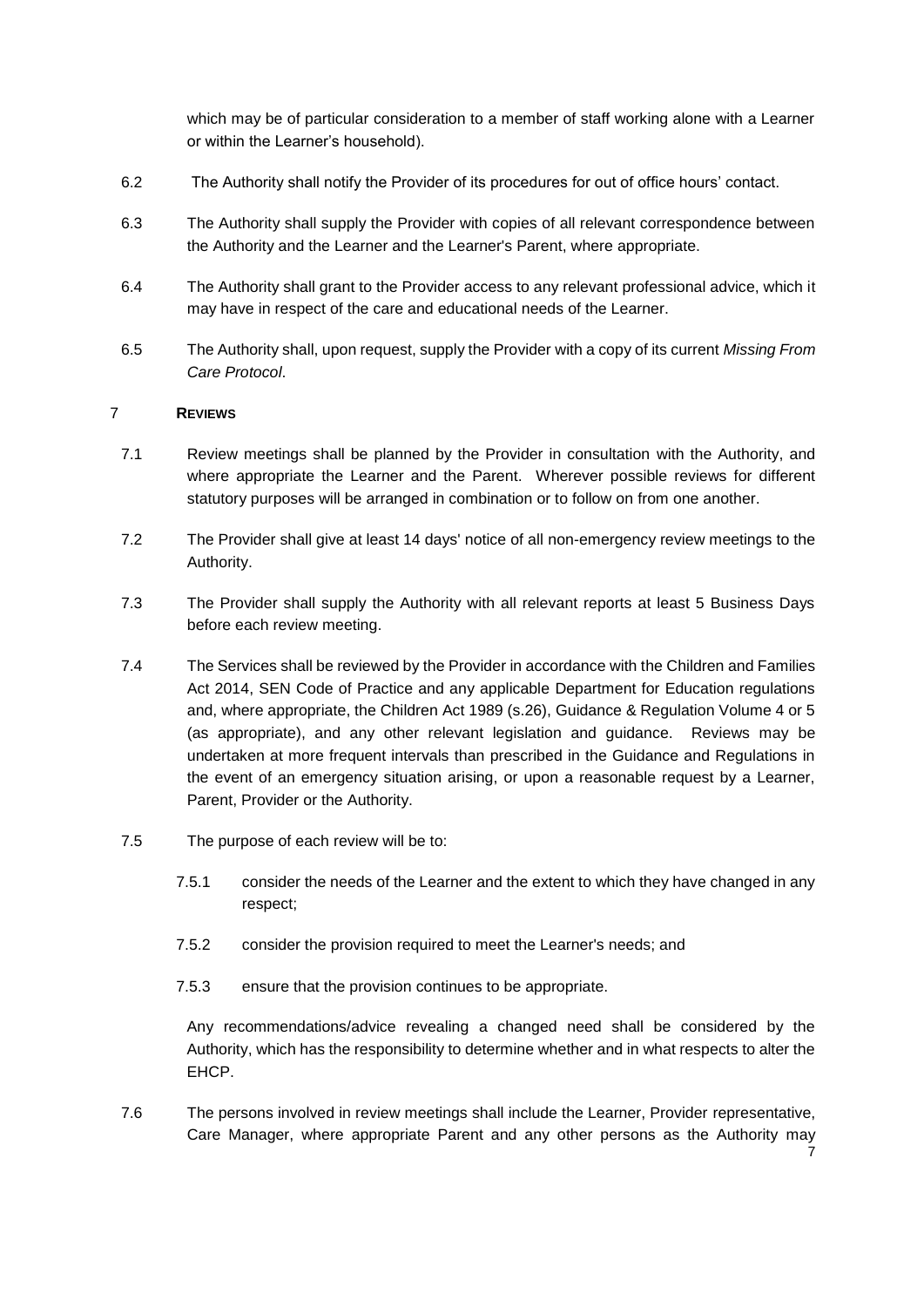which may be of particular consideration to a member of staff working alone with a Learner or within the Learner's household).

6.2 The Authority shall notify the Provider of its procedures for out of office hours' contact.

6.3 The Authority shall supply the Provider with copies of all relevant correspondence between the Authority and the Learner and the Learner's Parent, where appropriate.

6.4 The Authority shall grant to the Provider access to any relevant professional advice, which it may have in respect of the care and educational needs of the Learner.

6.5 The Authority shall, upon request, supply the Provider with a copy of its current *Missing From Care Protocol*.

## 7 REVIEWS

7.1 Review meetings shall be planned by the Provider in consultation with the Authority, and where appropriate the Learner and the Parent. Wherever possible reviews for different statutory purposes will be arranged in combination or to follow on from one another.

7.2 The Provider shall give at least 14 days' notice of all non-emergency review meetings to the Authority.

7.3 The Provider shall supply the Authority with all relevant reports at least 5 Business Days before each review meeting.

7.4 The Services shall be reviewed by the Provider in accordance with the Children and Families Act 2014, SEN Code of Practice and any applicable Department for Education regulations and, where appropriate, the Children Act 1989 (s.26), Guidance & Regulation Volume 4 or 5 (as appropriate), and any other relevant legislation and guidance. Reviews may be undertaken at more frequent intervals than prescribed in the Guidance and Regulations in the event of an emergency situation arising, or upon a reasonable request by a Learner, Parent, Provider or the Authority.

7.5 The purpose of each review will be to:

7.5.1 consider the needs of the Learner and the extent to which they have changed in any respect;

7.5.2 consider the provision required to meet the Learner's needs; and

7.5.3 ensure that the provision continues to be appropriate.

Any recommendations/advice revealing a changed need shall be considered by the Authority, which has the responsibility to determine whether and in what respects to alter the EHCP.

7.6 The persons involved in review meetings shall include the Learner, Provider representative, Care Manager, where appropriate Parent and any other persons as the Authority may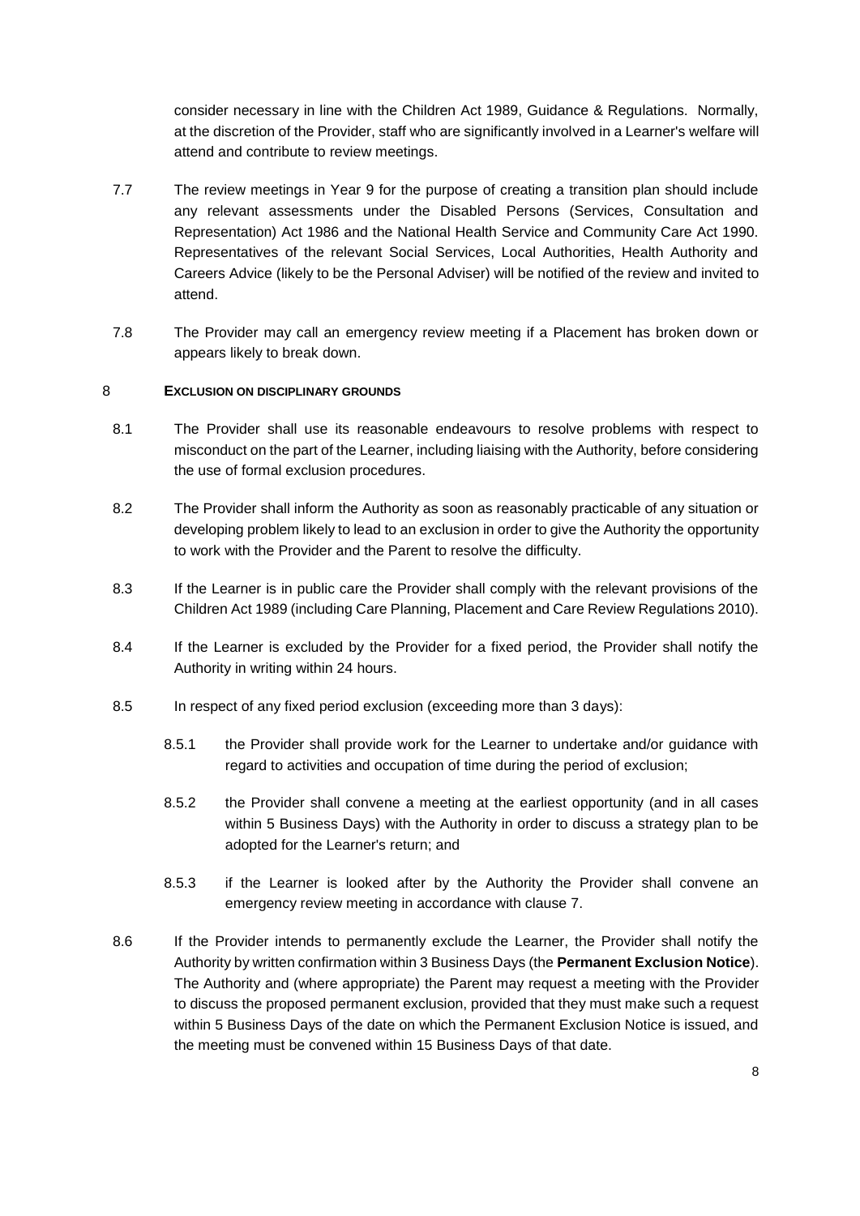consider necessary in line with the Children Act 1989, Guidance & Regulations. Normally, at the discretion of the Provider, staff who are significantly involved in a Learner's welfare will attend and contribute to review meetings.

7.7 The review meetings in Year 9 for the purpose of creating a transition plan should include any relevant assessments under the Disabled Persons (Services, Consultation and Representation) Act 1986 and the National Health Service and Community Care Act 1990. Representatives of the relevant Social Services, Local Authorities, Health Authority and Careers Advice (likely to be the Personal Adviser) will be notified of the review and invited to attend.

7.8 The Provider may call an emergency review meeting if a Placement has broken down or appears likely to break down.

## 8 EXCLUSION ON DISCIPLINARY GROUNDS

8.1 The Provider shall use its reasonable endeavours to resolve problems with respect to misconduct on the part of the Learner, including liaising with the Authority, before considering the use of formal exclusion procedures.

8.2 The Provider shall inform the Authority as soon as reasonably practicable of any situation or developing problem likely to lead to an exclusion in order to give the Authority the opportunity to work with the Provider and the Parent to resolve the difficulty.

8.3 If the Learner is in public care the Provider shall comply with the relevant provisions of the Children Act 1989 (including Care Planning, Placement and Care Review Regulations 2010).

8.4 If the Learner is excluded by the Provider for a fixed period, the Provider shall notify the Authority in writing within 24 hours.

8.5 In respect of any fixed period exclusion (exceeding more than 3 days):

8.5.1 the Provider shall provide work for the Learner to undertake and/or guidance with regard to activities and occupation of time during the period of exclusion;

8.5.2 the Provider shall convene a meeting at the earliest opportunity (and in all cases within 5 Business Days) with the Authority in order to discuss a strategy plan to be adopted for the Learner's return; and

8.5.3 if the Learner is looked after by the Authority the Provider shall convene an emergency review meeting in accordance with clause 7.

8.6 If the Provider intends to permanently exclude the Learner, the Provider shall notify the Authority by written confirmation within 3 Business Days (the **Permanent Exclusion Notice**). The Authority and (where appropriate) the Parent may request a meeting with the Provider to discuss the proposed permanent exclusion, provided that they must make such a request within 5 Business Days of the date on which the Permanent Exclusion Notice is issued, and the meeting must be convened within 15 Business Days of that date.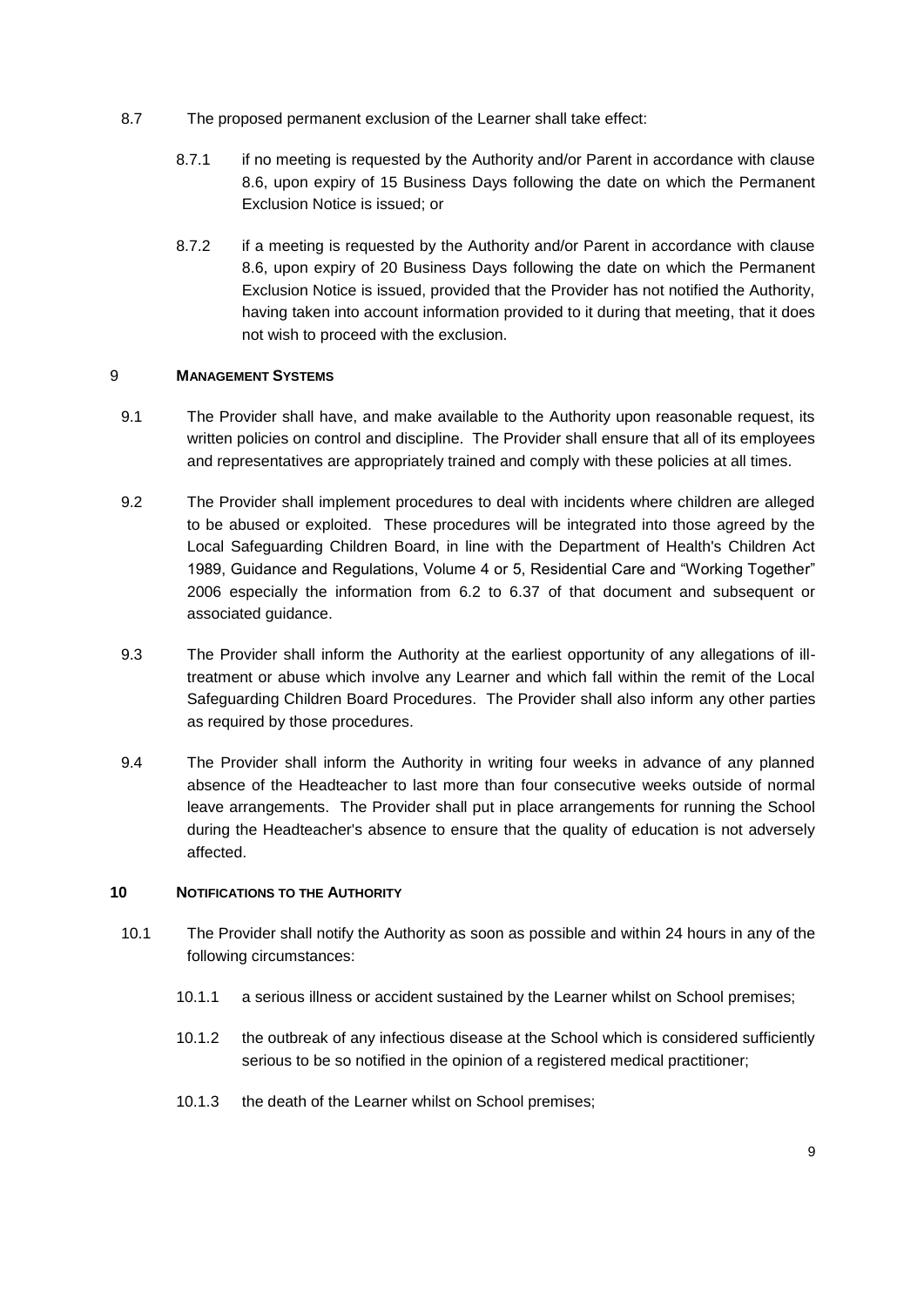8.7 The proposed permanent exclusion of the Learner shall take effect:

8.7.1 if no meeting is requested by the Authority and/or Parent in accordance with clause 8.6, upon expiry of 15 Business Days following the date on which the Permanent Exclusion Notice is issued; or

8.7.2 if a meeting is requested by the Authority and/or Parent in accordance with clause 8.6, upon expiry of 20 Business Days following the date on which the Permanent Exclusion Notice is issued, provided that the Provider has not notified the Authority, having taken into account information provided to it during that meeting, that it does not wish to proceed with the exclusion.

## 9 MANAGEMENT SYSTEMS

9.1 The Provider shall have, and make available to the Authority upon reasonable request, its written policies on control and discipline. The Provider shall ensure that all of its employees and representatives are appropriately trained and comply with these policies at all times.

9.2 The Provider shall implement procedures to deal with incidents where children are alleged to be abused or exploited. These procedures will be integrated into those agreed by the Local Safeguarding Children Board, in line with the Department of Health's Children Act 1989, Guidance and Regulations, Volume 4 or 5, Residential Care and "Working Together" 2006 especially the information from 6.2 to 6.37 of that document and subsequent or associated guidance.

9.3 The Provider shall inform the Authority at the earliest opportunity of any allegations of ill-treatment or abuse which involve any Learner and which fall within the remit of the Local Safeguarding Children Board Procedures. The Provider shall also inform any other parties as required by those procedures.

9.4 The Provider shall inform the Authority in writing four weeks in advance of any planned absence of the Headteacher to last more than four consecutive weeks outside of normal leave arrangements. The Provider shall put in place arrangements for running the School during the Headteacher's absence to ensure that the quality of education is not adversely affected.

## 10 NOTIFICATIONS TO THE AUTHORITY

10.1 The Provider shall notify the Authority as soon as possible and within 24 hours in any of the following circumstances:

10.1.1 a serious illness or accident sustained by the Learner whilst on School premises;

10.1.2 the outbreak of any infectious disease at the School which is considered sufficiently serious to be so notified in the opinion of a registered medical practitioner;

10.1.3 the death of the Learner whilst on School premises;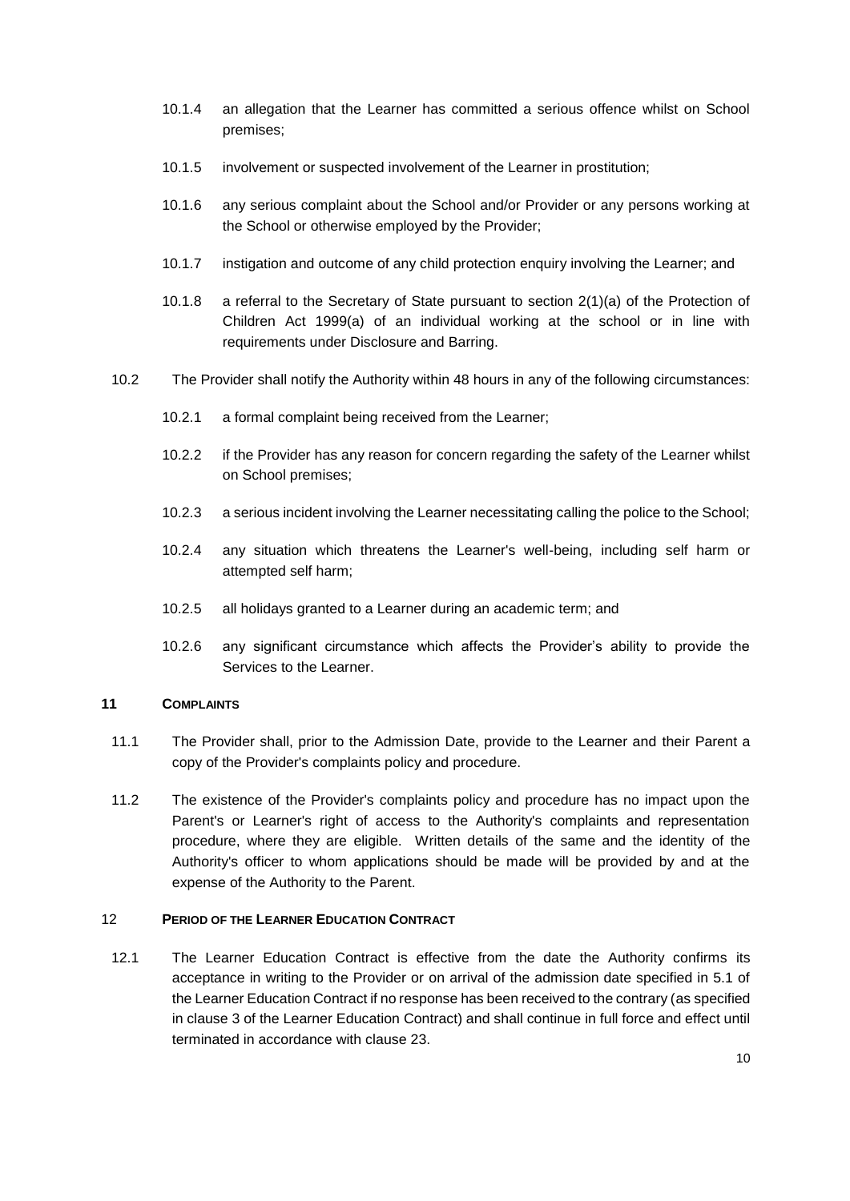10.1.4 an allegation that the Learner has committed a serious offence whilst on School premises;

10.1.5 involvement or suspected involvement of the Learner in prostitution;

10.1.6 any serious complaint about the School and/or Provider or any persons working at the School or otherwise employed by the Provider;

10.1.7 instigation and outcome of any child protection enquiry involving the Learner; and

10.1.8 a referral to the Secretary of State pursuant to section 2(1)(a) of the Protection of Children Act 1999(a) of an individual working at the school or in line with requirements under Disclosure and Barring.

10.2 The Provider shall notify the Authority within 48 hours in any of the following circumstances:

10.2.1 a formal complaint being received from the Learner;

10.2.2 if the Provider has any reason for concern regarding the safety of the Learner whilst on School premises;

10.2.3 a serious incident involving the Learner necessitating calling the police to the School;

10.2.4 any situation which threatens the Learner's well-being, including self harm or attempted self harm;

10.2.5 all holidays granted to a Learner during an academic term; and

10.2.6 any significant circumstance which affects the Provider's ability to provide the Services to the Learner.

## 11 COMPLAINTS

11.1 The Provider shall, prior to the Admission Date, provide to the Learner and their Parent a copy of the Provider's complaints policy and procedure.

11.2 The existence of the Provider's complaints policy and procedure has no impact upon the Parent's or Learner's right of access to the Authority's complaints and representation procedure, where they are eligible. Written details of the same and the identity of the Authority's officer to whom applications should be made will be provided by and at the expense of the Authority to the Parent.

## 12 PERIOD OF THE LEARNER EDUCATION CONTRACT

12.1 The Learner Education Contract is effective from the date the Authority confirms its acceptance in writing to the Provider or on arrival of the admission date specified in 5.1 of the Learner Education Contract if no response has been received to the contrary (as specified in clause 3 of the Learner Education Contract) and shall continue in full force and effect until terminated in accordance with clause 23.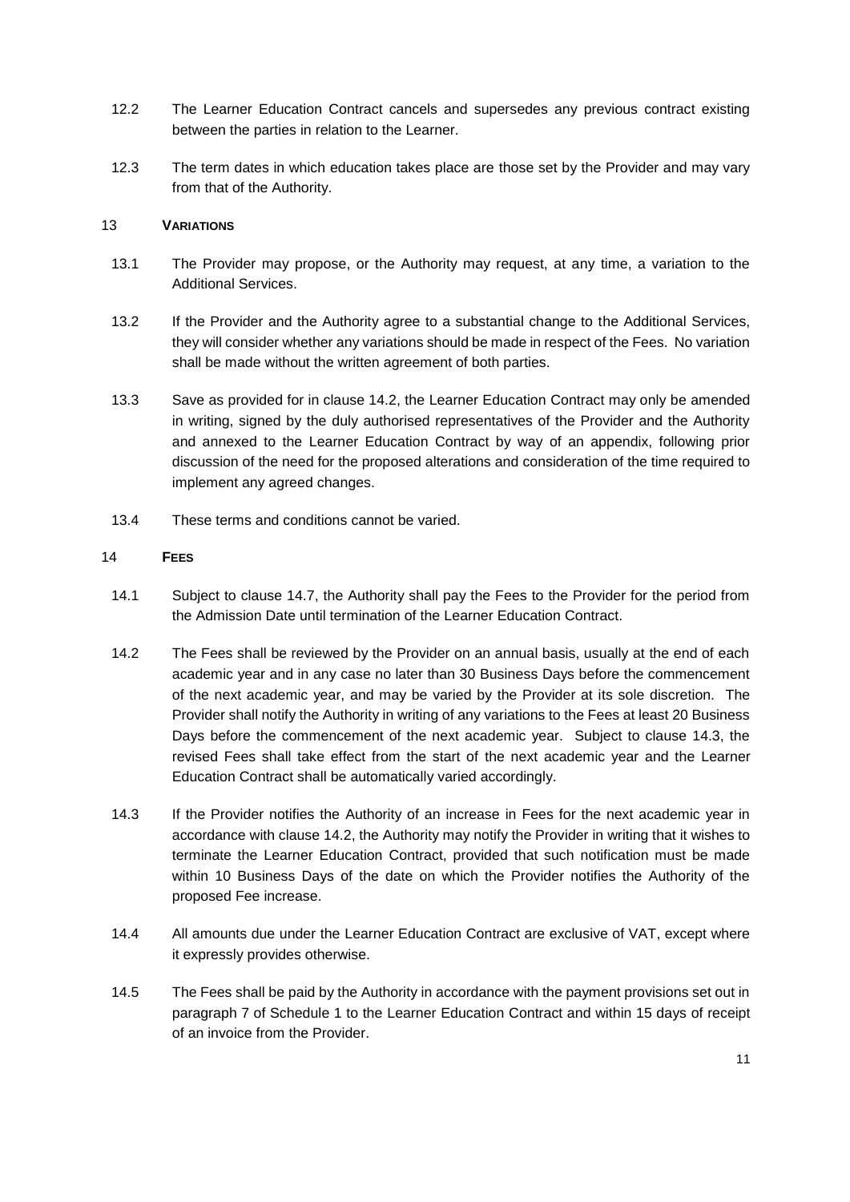12.2 The Learner Education Contract cancels and supersedes any previous contract existing between the parties in relation to the Learner.

12.3 The term dates in which education takes place are those set by the Provider and may vary from that of the Authority.

## 13 VARIATIONS

13.1 The Provider may propose, or the Authority may request, at any time, a variation to the Additional Services.

13.2 If the Provider and the Authority agree to a substantial change to the Additional Services, they will consider whether any variations should be made in respect of the Fees. No variation shall be made without the written agreement of both parties.

13.3 Save as provided for in clause 14.2, the Learner Education Contract may only be amended in writing, signed by the duly authorised representatives of the Provider and the Authority and annexed to the Learner Education Contract by way of an appendix, following prior discussion of the need for the proposed alterations and consideration of the time required to implement any agreed changes.

13.4 These terms and conditions cannot be varied.

## 14 FEES

14.1 Subject to clause 14.7, the Authority shall pay the Fees to the Provider for the period from the Admission Date until termination of the Learner Education Contract.

14.2 The Fees shall be reviewed by the Provider on an annual basis, usually at the end of each academic year and in any case no later than 30 Business Days before the commencement of the next academic year, and may be varied by the Provider at its sole discretion. The Provider shall notify the Authority in writing of any variations to the Fees at least 20 Business Days before the commencement of the next academic year. Subject to clause 14.3, the revised Fees shall take effect from the start of the next academic year and the Learner Education Contract shall be automatically varied accordingly.

14.3 If the Provider notifies the Authority of an increase in Fees for the next academic year in accordance with clause 14.2, the Authority may notify the Provider in writing that it wishes to terminate the Learner Education Contract, provided that such notification must be made within 10 Business Days of the date on which the Provider notifies the Authority of the proposed Fee increase.

14.4 All amounts due under the Learner Education Contract are exclusive of VAT, except where it expressly provides otherwise.

14.5 The Fees shall be paid by the Authority in accordance with the payment provisions set out in paragraph 7 of Schedule 1 to the Learner Education Contract and within 15 days of receipt of an invoice from the Provider.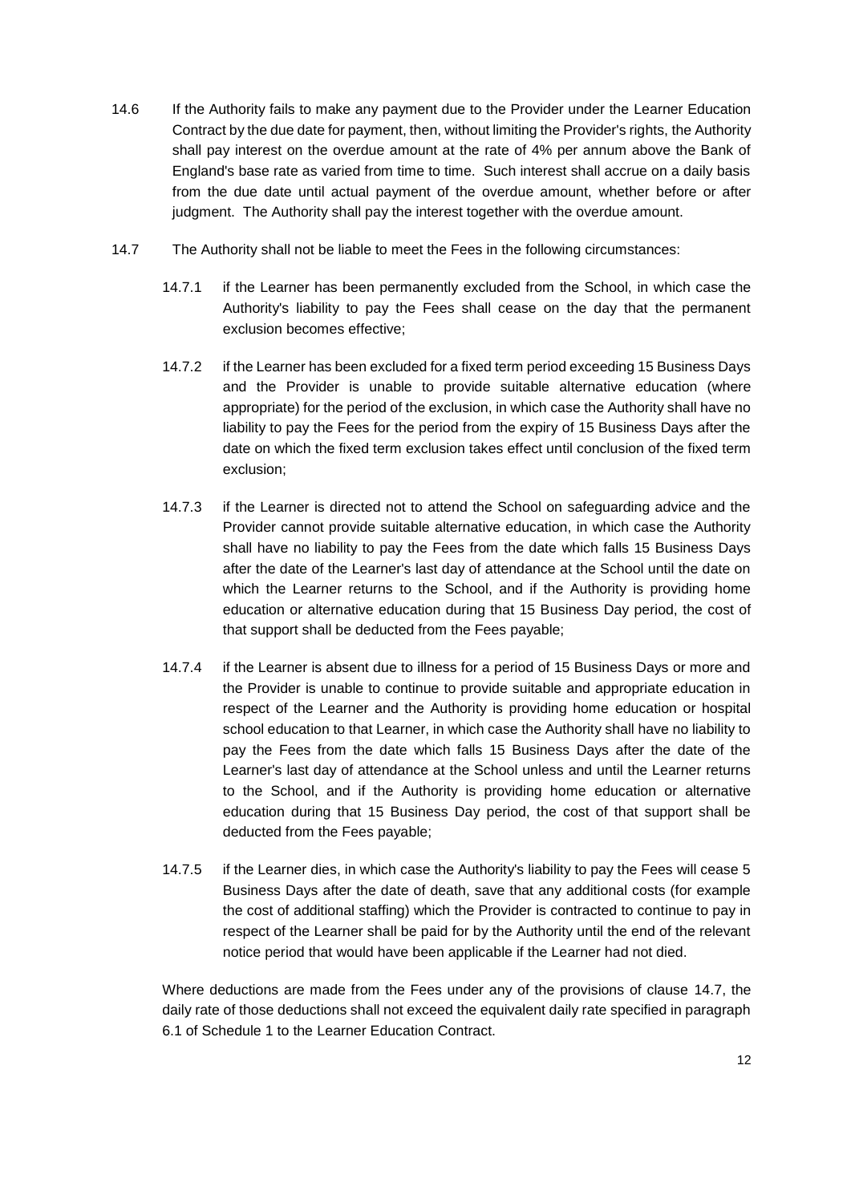14.6 If the Authority fails to make any payment due to the Provider under the Learner Education Contract by the due date for payment, then, without limiting the Provider's rights, the Authority shall pay interest on the overdue amount at the rate of 4% per annum above the Bank of England's base rate as varied from time to time. Such interest shall accrue on a daily basis from the due date until actual payment of the overdue amount, whether before or after judgment. The Authority shall pay the interest together with the overdue amount.

14.7 The Authority shall not be liable to meet the Fees in the following circumstances:

14.7.1 if the Learner has been permanently excluded from the School, in which case the Authority's liability to pay the Fees shall cease on the day that the permanent exclusion becomes effective;

14.7.2 if the Learner has been excluded for a fixed term period exceeding 15 Business Days and the Provider is unable to provide suitable alternative education (where appropriate) for the period of the exclusion, in which case the Authority shall have no liability to pay the Fees for the period from the expiry of 15 Business Days after the date on which the fixed term exclusion takes effect until conclusion of the fixed term exclusion;

14.7.3 if the Learner is directed not to attend the School on safeguarding advice and the Provider cannot provide suitable alternative education, in which case the Authority shall have no liability to pay the Fees from the date which falls 15 Business Days after the date of the Learner's last day of attendance at the School until the date on which the Learner returns to the School, and if the Authority is providing home education or alternative education during that 15 Business Day period, the cost of that support shall be deducted from the Fees payable;

14.7.4 if the Learner is absent due to illness for a period of 15 Business Days or more and the Provider is unable to continue to provide suitable and appropriate education in respect of the Learner and the Authority is providing home education or hospital school education to that Learner, in which case the Authority shall have no liability to pay the Fees from the date which falls 15 Business Days after the date of the Learner's last day of attendance at the School unless and until the Learner returns to the School, and if the Authority is providing home education or alternative education during that 15 Business Day period, the cost of that support shall be deducted from the Fees payable;

14.7.5 if the Learner dies, in which case the Authority's liability to pay the Fees will cease 5 Business Days after the date of death, save that any additional costs (for example the cost of additional staffing) which the Provider is contracted to continue to pay in respect of the Learner shall be paid for by the Authority until the end of the relevant notice period that would have been applicable if the Learner had not died.

Where deductions are made from the Fees under any of the provisions of clause 14.7, the daily rate of those deductions shall not exceed the equivalent daily rate specified in paragraph 6.1 of Schedule 1 to the Learner Education Contract.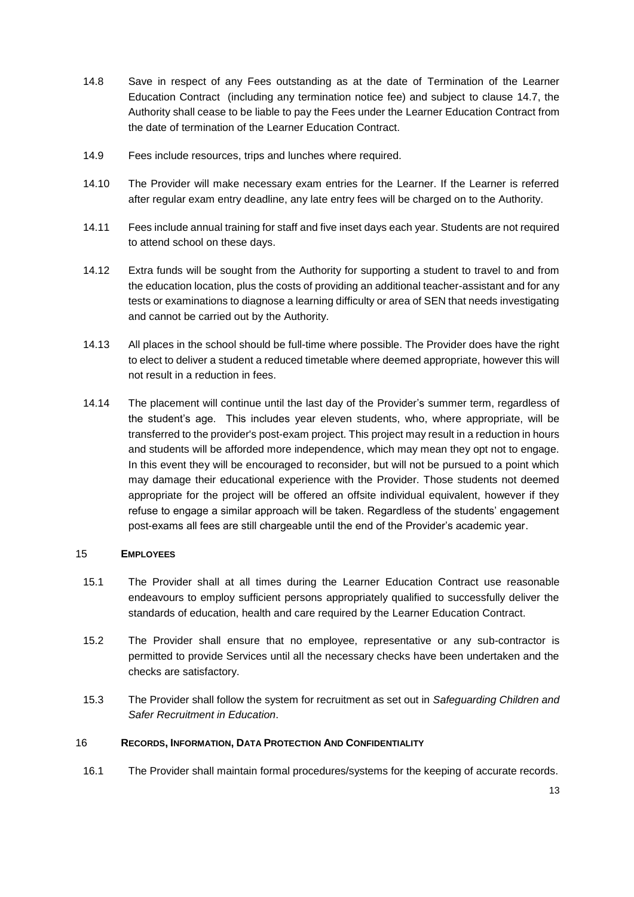14.8 Save in respect of any Fees outstanding as at the date of Termination of the Learner Education Contract (including any termination notice fee) and subject to clause 14.7, the Authority shall cease to be liable to pay the Fees under the Learner Education Contract from the date of termination of the Learner Education Contract.

14.9 Fees include resources, trips and lunches where required.

14.10 The Provider will make necessary exam entries for the Learner. If the Learner is referred after regular exam entry deadline, any late entry fees will be charged on to the Authority.

14.11 Fees include annual training for staff and five inset days each year. Students are not required to attend school on these days.

14.12 Extra funds will be sought from the Authority for supporting a student to travel to and from the education location, plus the costs of providing an additional teacher-assistant and for any tests or examinations to diagnose a learning difficulty or area of SEN that needs investigating and cannot be carried out by the Authority.

14.13 All places in the school should be full-time where possible. The Provider does have the right to elect to deliver a student a reduced timetable where deemed appropriate, however this will not result in a reduction in fees.

14.14 The placement will continue until the last day of the Provider's summer term, regardless of the student's age. This includes year eleven students, who, where appropriate, will be transferred to the provider's post-exam project. This project may result in a reduction in hours and students will be afforded more independence, which may mean they opt not to engage. In this event they will be encouraged to reconsider, but will not be pursued to a point which may damage their educational experience with the Provider. Those students not deemed appropriate for the project will be offered an offsite individual equivalent, however if they refuse to engage a similar approach will be taken. Regardless of the students' engagement post-exams all fees are still chargeable until the end of the Provider's academic year.

## 15 EMPLOYEES

15.1 The Provider shall at all times during the Learner Education Contract use reasonable endeavours to employ sufficient persons appropriately qualified to successfully deliver the standards of education, health and care required by the Learner Education Contract.

15.2 The Provider shall ensure that no employee, representative or any sub-contractor is permitted to provide Services until all the necessary checks have been undertaken and the checks are satisfactory.

15.3 The Provider shall follow the system for recruitment as set out in *Safeguarding Children and Safer Recruitment in Education*.

## 16 RECORDS, INFORMATION, DATA PROTECTION AND CONFIDENTIALITY

16.1 The Provider shall maintain formal procedures/systems for the keeping of accurate records.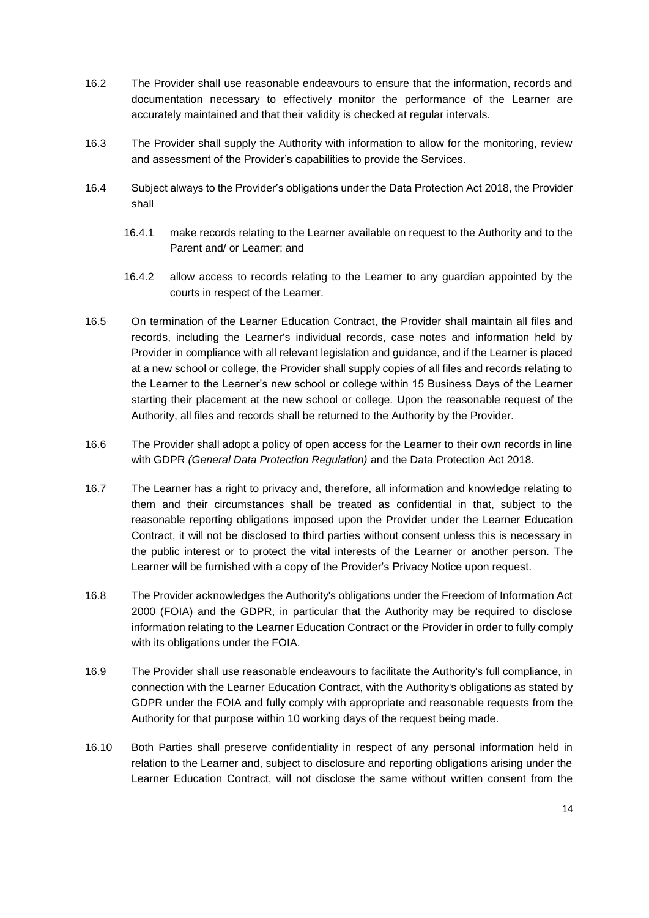16.2 The Provider shall use reasonable endeavours to ensure that the information, records and documentation necessary to effectively monitor the performance of the Learner are accurately maintained and that their validity is checked at regular intervals.

16.3 The Provider shall supply the Authority with information to allow for the monitoring, review and assessment of the Provider's capabilities to provide the Services.

16.4 Subject always to the Provider's obligations under the Data Protection Act 2018, the Provider shall

16.4.1 make records relating to the Learner available on request to the Authority and to the Parent and/ or Learner; and

16.4.2 allow access to records relating to the Learner to any guardian appointed by the courts in respect of the Learner.

16.5 On termination of the Learner Education Contract, the Provider shall maintain all files and records, including the Learner's individual records, case notes and information held by Provider in compliance with all relevant legislation and guidance, and if the Learner is placed at a new school or college, the Provider shall supply copies of all files and records relating to the Learner to the Learner's new school or college within 15 Business Days of the Learner starting their placement at the new school or college. Upon the reasonable request of the Authority, all files and records shall be returned to the Authority by the Provider.

16.6 The Provider shall adopt a policy of open access for the Learner to their own records in line with GDPR *(General Data Protection Regulation)* and the Data Protection Act 2018.

16.7 The Learner has a right to privacy and, therefore, all information and knowledge relating to them and their circumstances shall be treated as confidential in that, subject to the reasonable reporting obligations imposed upon the Provider under the Learner Education Contract, it will not be disclosed to third parties without consent unless this is necessary in the public interest or to protect the vital interests of the Learner or another person. The Learner will be furnished with a copy of the Provider's Privacy Notice upon request.

16.8 The Provider acknowledges the Authority's obligations under the Freedom of Information Act 2000 (FOIA) and the GDPR, in particular that the Authority may be required to disclose information relating to the Learner Education Contract or the Provider in order to fully comply with its obligations under the FOIA.

16.9 The Provider shall use reasonable endeavours to facilitate the Authority's full compliance, in connection with the Learner Education Contract, with the Authority's obligations as stated by GDPR under the FOIA and fully comply with appropriate and reasonable requests from the Authority for that purpose within 10 working days of the request being made.

16.10 Both Parties shall preserve confidentiality in respect of any personal information held in relation to the Learner and, subject to disclosure and reporting obligations arising under the Learner Education Contract, will not disclose the same without written consent from the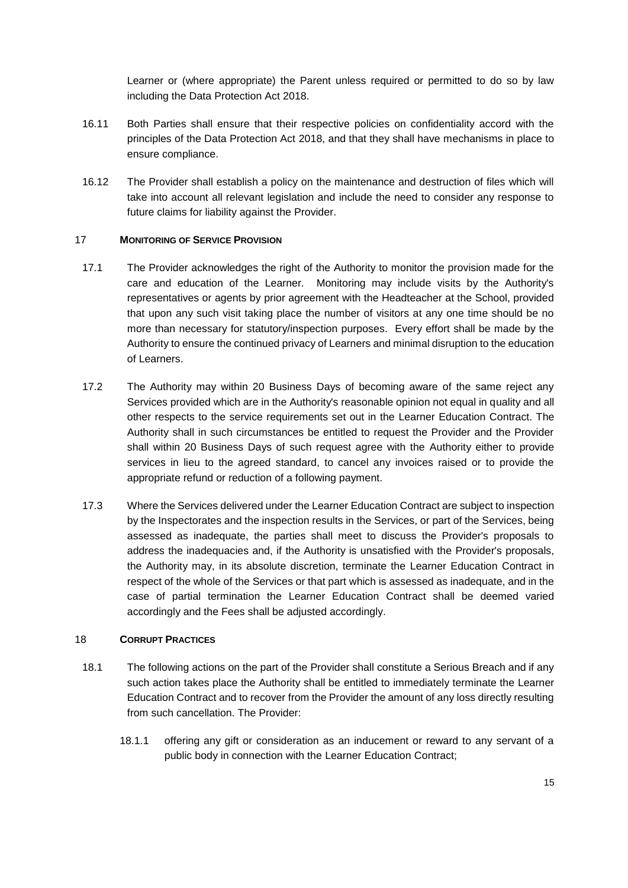Learner or (where appropriate) the Parent unless required or permitted to do so by law including the Data Protection Act 2018.

16.11 Both Parties shall ensure that their respective policies on confidentiality accord with the principles of the Data Protection Act 2018, and that they shall have mechanisms in place to ensure compliance.

16.12 The Provider shall establish a policy on the maintenance and destruction of files which will take into account all relevant legislation and include the need to consider any response to future claims for liability against the Provider.

## 17 MONITORING OF SERVICE PROVISION

17.1 The Provider acknowledges the right of the Authority to monitor the provision made for the care and education of the Learner. Monitoring may include visits by the Authority's representatives or agents by prior agreement with the Headteacher at the School, provided that upon any such visit taking place the number of visitors at any one time should be no more than necessary for statutory/inspection purposes. Every effort shall be made by the Authority to ensure the continued privacy of Learners and minimal disruption to the education of Learners.

17.2 The Authority may within 20 Business Days of becoming aware of the same reject any Services provided which are in the Authority's reasonable opinion not equal in quality and all other respects to the service requirements set out in the Learner Education Contract. The Authority shall in such circumstances be entitled to request the Provider and the Provider shall within 20 Business Days of such request agree with the Authority either to provide services in lieu to the agreed standard, to cancel any invoices raised or to provide the appropriate refund or reduction of a following payment.

17.3 Where the Services delivered under the Learner Education Contract are subject to inspection by the Inspectorates and the inspection results in the Services, or part of the Services, being assessed as inadequate, the parties shall meet to discuss the Provider's proposals to address the inadequacies and, if the Authority is unsatisfied with the Provider's proposals, the Authority may, in its absolute discretion, terminate the Learner Education Contract in respect of the whole of the Services or that part which is assessed as inadequate, and in the case of partial termination the Learner Education Contract shall be deemed varied accordingly and the Fees shall be adjusted accordingly.

## 18 CORRUPT PRACTICES

18.1 The following actions on the part of the Provider shall constitute a Serious Breach and if any such action takes place the Authority shall be entitled to immediately terminate the Learner Education Contract and to recover from the Provider the amount of any loss directly resulting from such cancellation. The Provider:

18.1.1 offering any gift or consideration as an inducement or reward to any servant of a public body in connection with the Learner Education Contract;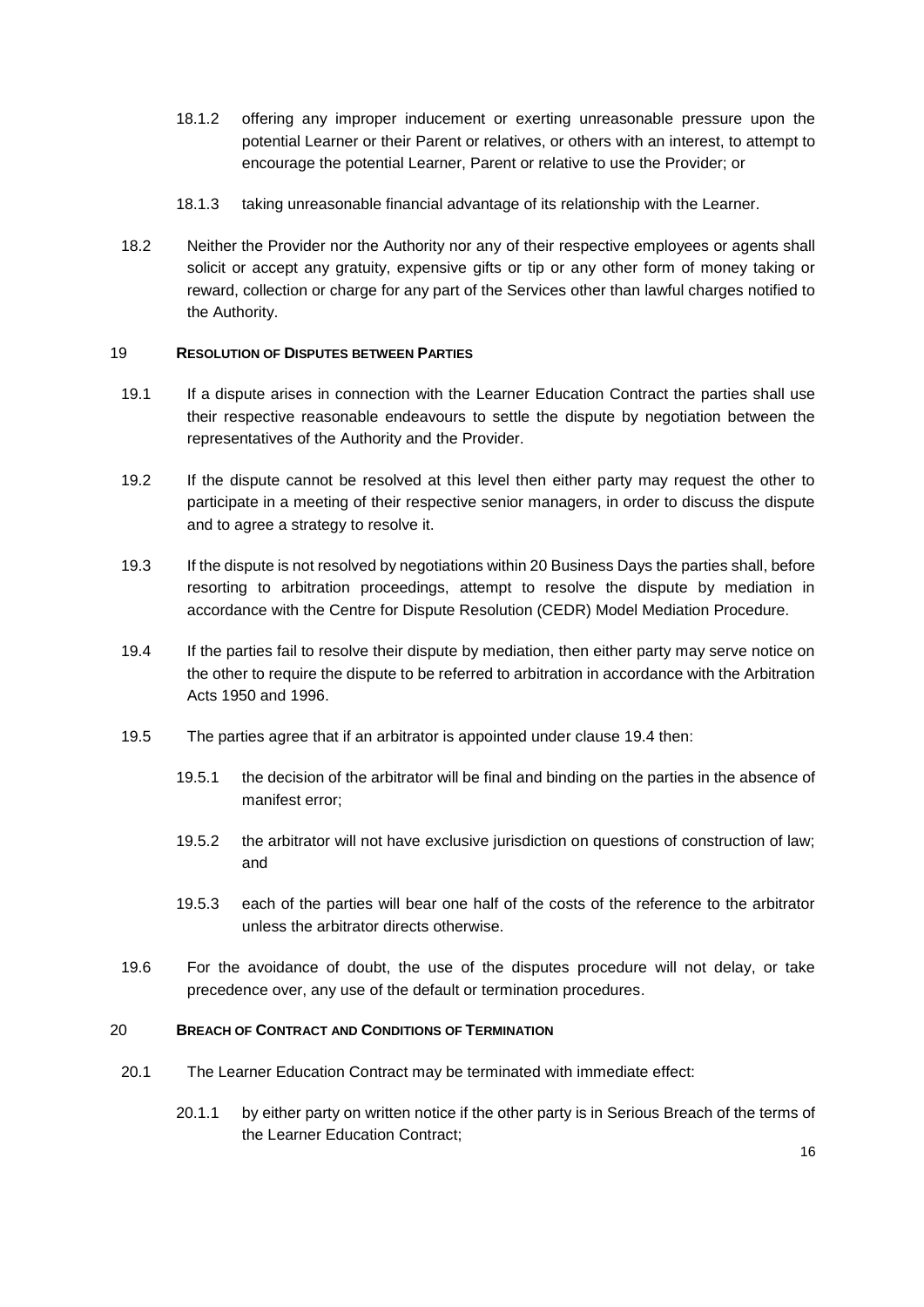18.1.2 offering any improper inducement or exerting unreasonable pressure upon the potential Learner or their Parent or relatives, or others with an interest, to attempt to encourage the potential Learner, Parent or relative to use the Provider; or

18.1.3 taking unreasonable financial advantage of its relationship with the Learner.

18.2 Neither the Provider nor the Authority nor any of their respective employees or agents shall solicit or accept any gratuity, expensive gifts or tip or any other form of money taking or reward, collection or charge for any part of the Services other than lawful charges notified to the Authority.

## 19 RESOLUTION OF DISPUTES BETWEEN PARTIES

19.1 If a dispute arises in connection with the Learner Education Contract the parties shall use their respective reasonable endeavours to settle the dispute by negotiation between the representatives of the Authority and the Provider.

19.2 If the dispute cannot be resolved at this level then either party may request the other to participate in a meeting of their respective senior managers, in order to discuss the dispute and to agree a strategy to resolve it.

19.3 If the dispute is not resolved by negotiations within 20 Business Days the parties shall, before resorting to arbitration proceedings, attempt to resolve the dispute by mediation in accordance with the Centre for Dispute Resolution (CEDR) Model Mediation Procedure.

19.4 If the parties fail to resolve their dispute by mediation, then either party may serve notice on the other to require the dispute to be referred to arbitration in accordance with the Arbitration Acts 1950 and 1996.

19.5 The parties agree that if an arbitrator is appointed under clause 19.4 then:

19.5.1 the decision of the arbitrator will be final and binding on the parties in the absence of manifest error;

19.5.2 the arbitrator will not have exclusive jurisdiction on questions of construction of law; and

19.5.3 each of the parties will bear one half of the costs of the reference to the arbitrator unless the arbitrator directs otherwise.

19.6 For the avoidance of doubt, the use of the disputes procedure will not delay, or take precedence over, any use of the default or termination procedures.

## 20 BREACH OF CONTRACT AND CONDITIONS OF TERMINATION

20.1 The Learner Education Contract may be terminated with immediate effect:

20.1.1 by either party on written notice if the other party is in Serious Breach of the terms of the Learner Education Contract;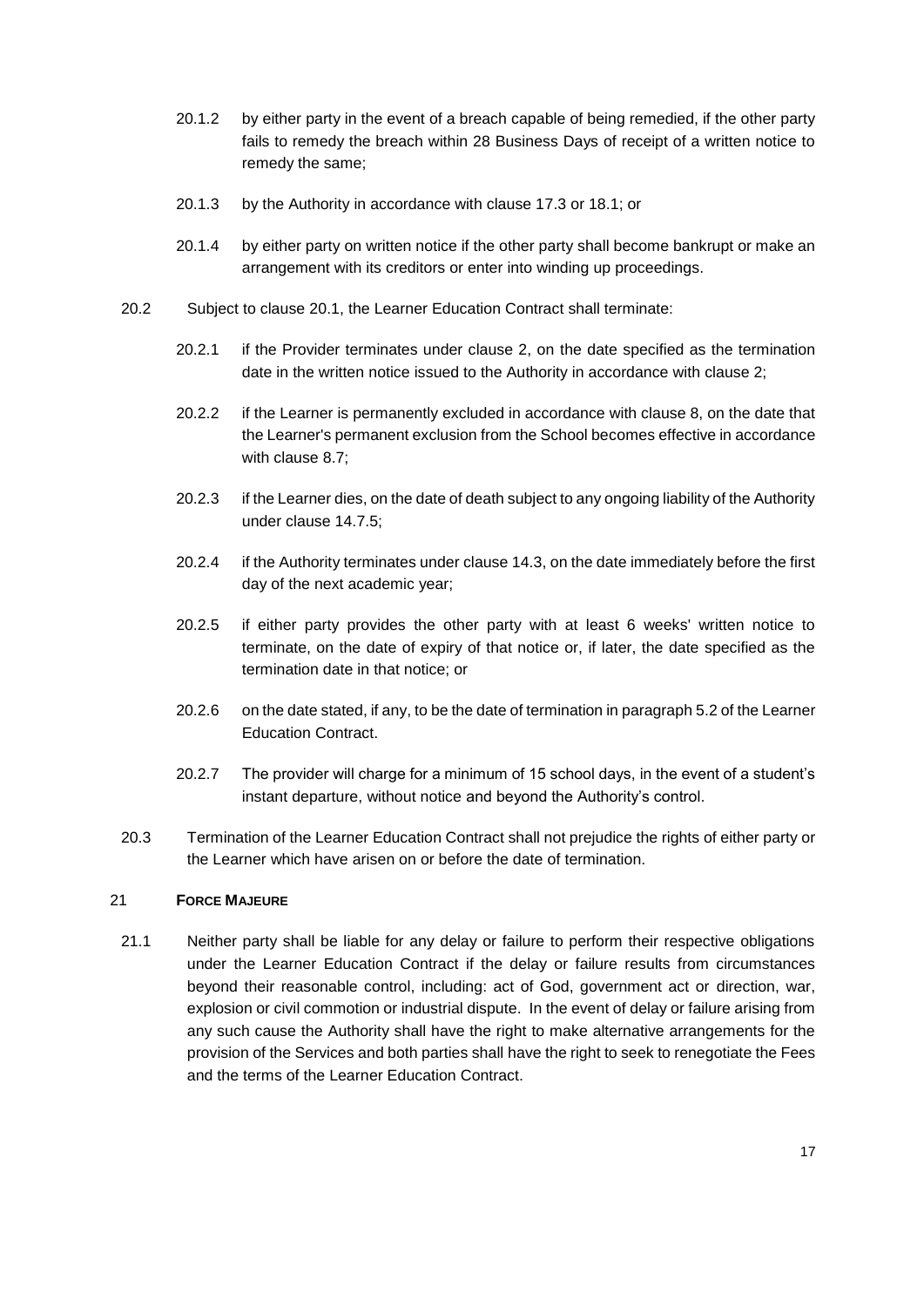20.1.2 by either party in the event of a breach capable of being remedied, if the other party fails to remedy the breach within 28 Business Days of receipt of a written notice to remedy the same;

20.1.3 by the Authority in accordance with clause 17.3 or 18.1; or

20.1.4 by either party on written notice if the other party shall become bankrupt or make an arrangement with its creditors or enter into winding up proceedings.

20.2 Subject to clause 20.1, the Learner Education Contract shall terminate:

20.2.1 if the Provider terminates under clause 2, on the date specified as the termination date in the written notice issued to the Authority in accordance with clause 2;

20.2.2 if the Learner is permanently excluded in accordance with clause 8, on the date that the Learner's permanent exclusion from the School becomes effective in accordance with clause 8.7;

20.2.3 if the Learner dies, on the date of death subject to any ongoing liability of the Authority under clause 14.7.5;

20.2.4 if the Authority terminates under clause 14.3, on the date immediately before the first day of the next academic year;

20.2.5 if either party provides the other party with at least 6 weeks' written notice to terminate, on the date of expiry of that notice or, if later, the date specified as the termination date in that notice; or

20.2.6 on the date stated, if any, to be the date of termination in paragraph 5.2 of the Learner Education Contract.

20.2.7 The provider will charge for a minimum of 15 school days, in the event of a student's instant departure, without notice and beyond the Authority's control.

20.3 Termination of the Learner Education Contract shall not prejudice the rights of either party or the Learner which have arisen on or before the date of termination.

## 21 FORCE MAJEURE

21.1 Neither party shall be liable for any delay or failure to perform their respective obligations under the Learner Education Contract if the delay or failure results from circumstances beyond their reasonable control, including: act of God, government act or direction, war, explosion or civil commotion or industrial dispute. In the event of delay or failure arising from any such cause the Authority shall have the right to make alternative arrangements for the provision of the Services and both parties shall have the right to seek to renegotiate the Fees and the terms of the Learner Education Contract.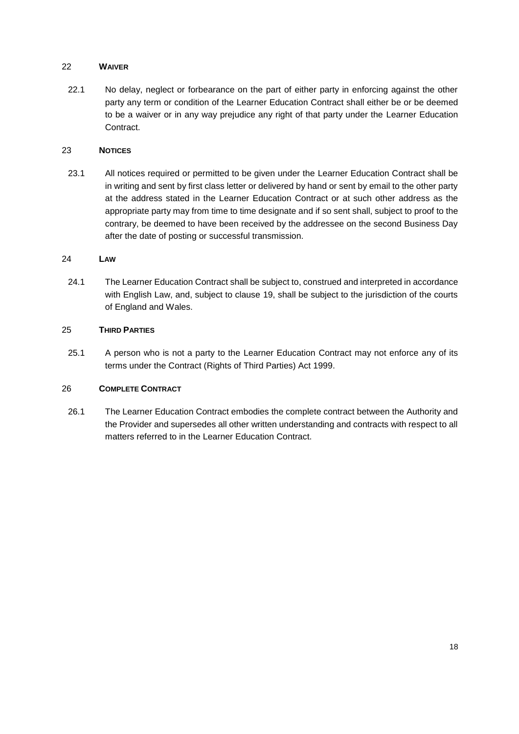## 22 WAIVER

22.1 No delay, neglect or forbearance on the part of either party in enforcing against the other party any term or condition of the Learner Education Contract shall either be or be deemed to be a waiver or in any way prejudice any right of that party under the Learner Education Contract.

## 23 NOTICES

23.1 All notices required or permitted to be given under the Learner Education Contract shall be in writing and sent by first class letter or delivered by hand or sent by email to the other party at the address stated in the Learner Education Contract or at such other address as the appropriate party may from time to time designate and if so sent shall, subject to proof to the contrary, be deemed to have been received by the addressee on the second Business Day after the date of posting or successful transmission.

## 24 LAW

24.1 The Learner Education Contract shall be subject to, construed and interpreted in accordance with English Law, and, subject to clause 19, shall be subject to the jurisdiction of the courts of England and Wales.

## 25 THIRD PARTIES

25.1 A person who is not a party to the Learner Education Contract may not enforce any of its terms under the Contract (Rights of Third Parties) Act 1999.

## 26 COMPLETE CONTRACT

26.1 The Learner Education Contract embodies the complete contract between the Authority and the Provider and supersedes all other written understanding and contracts with respect to all matters referred to in the Learner Education Contract.